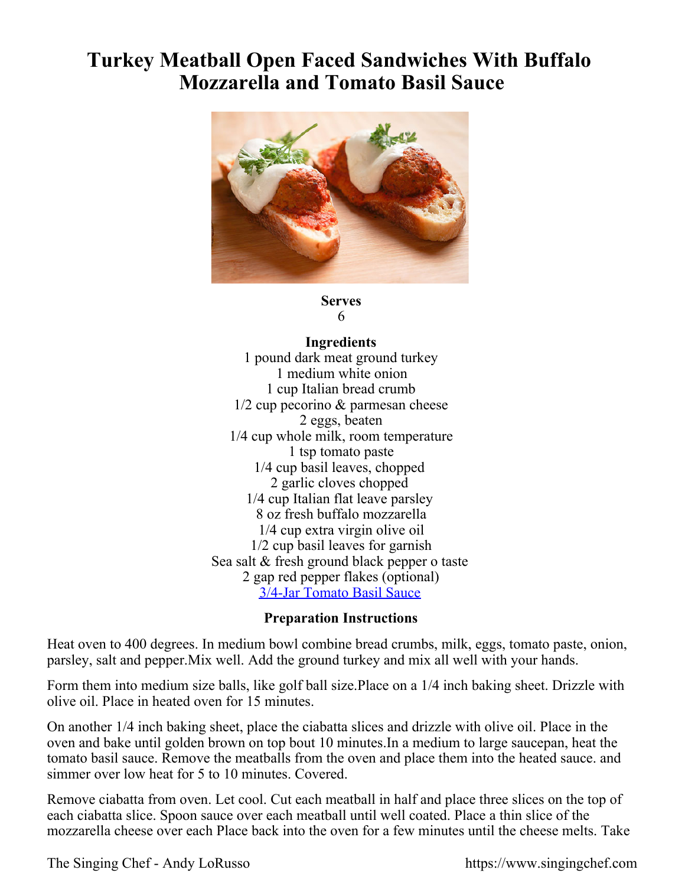# Turkey Meatball Open Faced Sandwiches With Buffalo Mozzarella and Tomato Basil Sauce

**Serves**
6

**Ingredients**
1 pound dark meat ground turkey
1 medium white onion
1 cup Italian bread crumb
1/2 cup pecorino & parmesan cheese
2 eggs, beaten
1/4 cup whole milk, room temperature
1 tsp tomato paste
1/4 cup basil leaves, chopped
2 garlic cloves chopped
1/4 cup Italian flat leave parsley
8 oz fresh buffalo mozzarella
1/4 cup extra virgin olive oil
1/2 cup basil leaves for garnish
Sea salt & fresh ground black pepper o taste
2 gap red pepper flakes (optional)
3/4-Jar Tomato Basil Sauce

**Preparation Instructions**

Heat oven to 400 degrees. In medium bowl combine bread crumbs, milk, eggs, tomato paste, onion, parsley, salt and pepper.Mix well. Add the ground turkey and mix all well with your hands.

Form them into medium size balls, like golf ball size.Place on a 1/4 inch baking sheet. Drizzle with olive oil. Place in heated oven for 15 minutes.

On another 1/4 inch baking sheet, place the ciabatta slices and drizzle with olive oil. Place in the oven and bake until golden brown on top bout 10 minutes.In a medium to large saucepan, heat the tomato basil sauce. Remove the meatballs from the oven and place them into the heated sauce. and simmer over low heat for 5 to 10 minutes. Covered.

Remove ciabatta from oven. Let cool. Cut each meatball in half and place three slices on the top of each ciabatta slice. Spoon sauce over each meatball until well coated. Place a thin slice of the mozzarella cheese over each Place back into the oven for a few minutes until the cheese melts. Take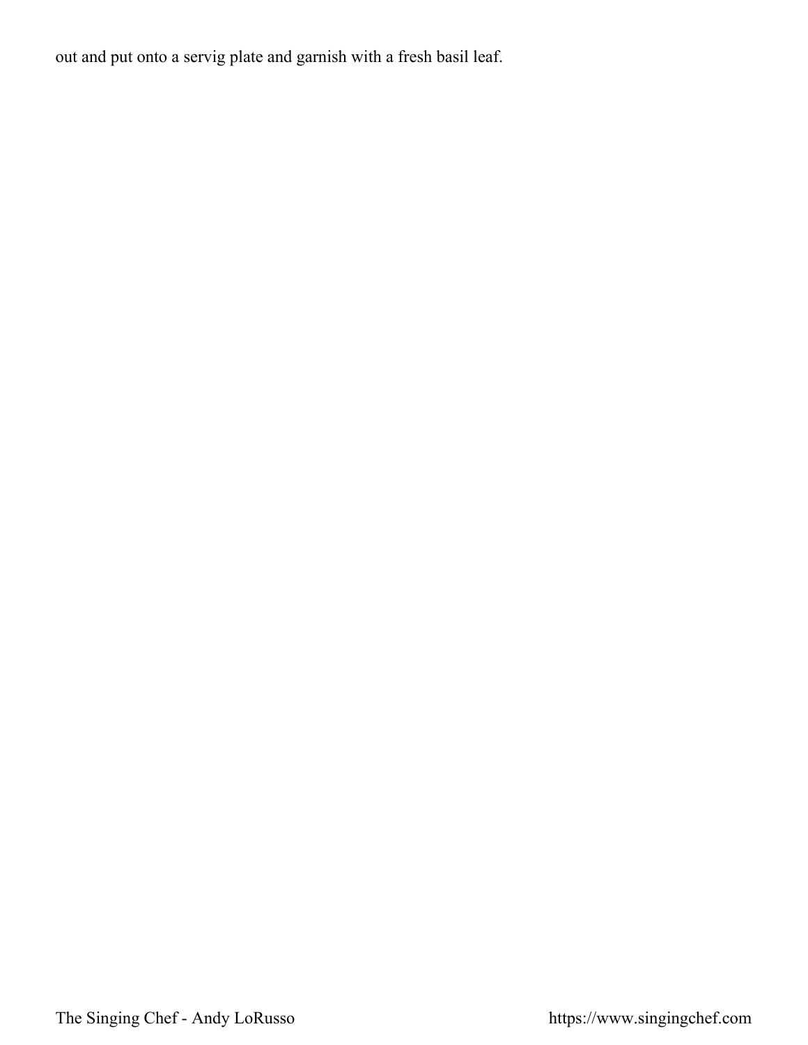out and put onto a servig plate and garnish with a fresh basil leaf.